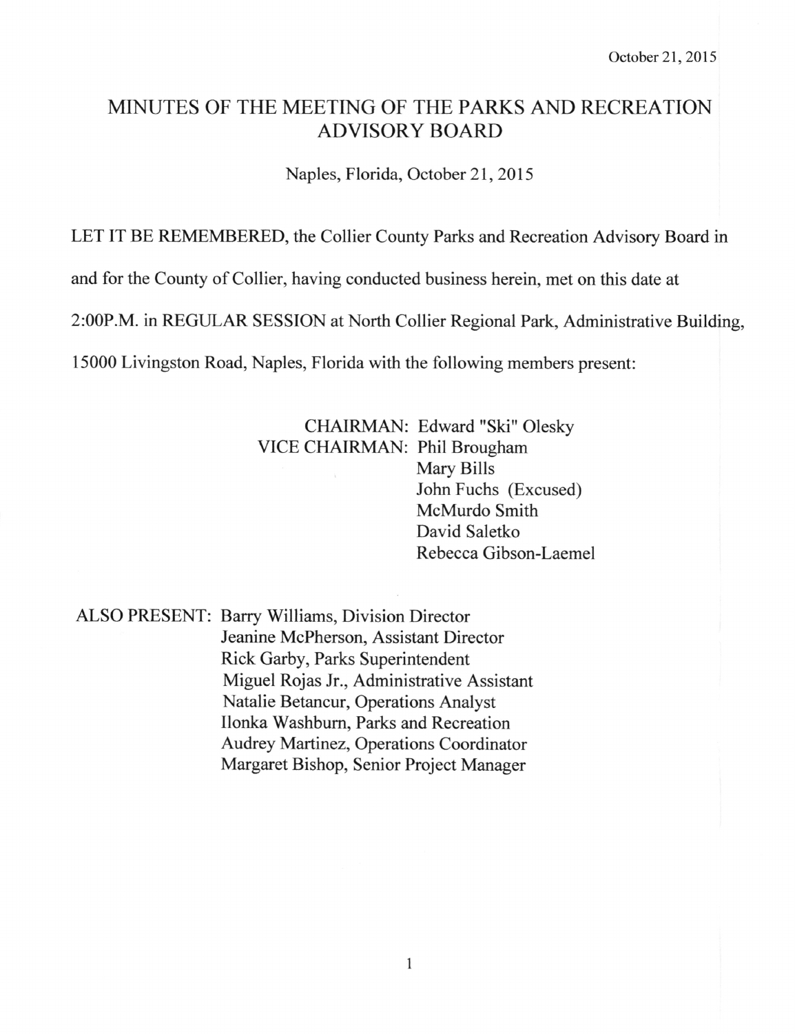October 21, 2015

# MINUTES OF THE MEETING OF THE PARKS AND RECREATION ADVISORY BOARD

Naples, Florida, October 21, 2015

LET IT BE REMEMBERED, the Collier County Parks and Recreation Advisory Board in and for the County of Collier, having conducted business herein, met on this date at 2:00P.M. in REGULAR SESSION at North Collier Regional Park, Administrative Building, 15000 Livingston Road, Naples, Florida with the following members present:

CHAIRMAN: Edward "Ski" Olesky
VICE CHAIRMAN: Phil Brougham
Mary Bills
John Fuchs (Excused)
McMurdo Smith
David Saletko
Rebecca Gibson-Laemel

ALSO PRESENT: Barry Williams, Division Director
Jeanine McPherson, Assistant Director
Rick Garby, Parks Superintendent
Miguel Rojas Jr., Administrative Assistant
Natalie Betancur, Operations Analyst
Ilonka Washburn, Parks and Recreation
Audrey Martinez, Operations Coordinator
Margaret Bishop, Senior Project Manager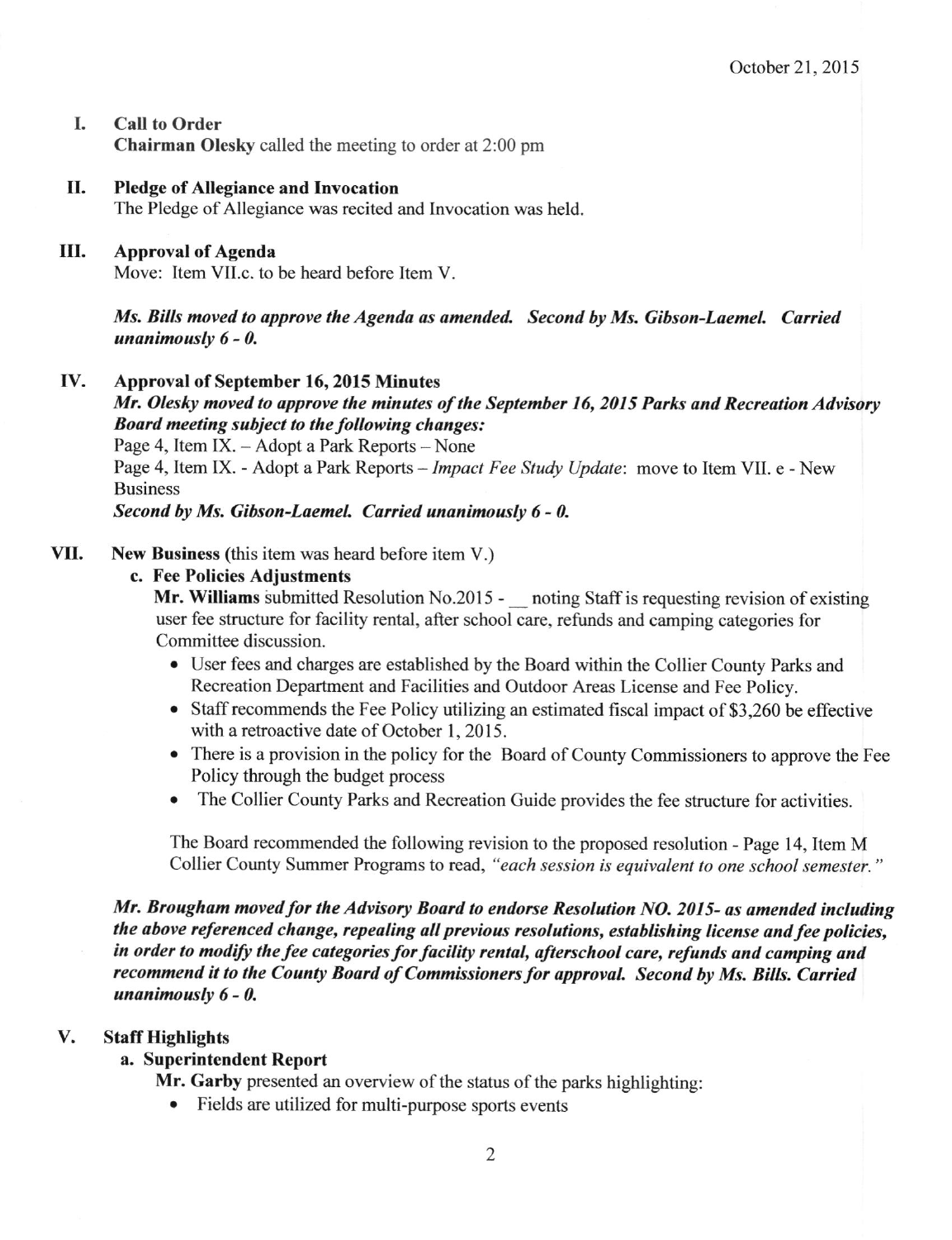October 21, 2015

## I. Call to Order

**Chairman Olesky** called the meeting to order at 2:00 pm

## II. Pledge of Allegiance and Invocation

The Pledge of Allegiance was recited and Invocation was held.

## III. Approval of Agenda

Move: Item VII.c. to be heard before Item V.

***Ms. Bills moved to approve the Agenda as amended. Second by Ms. Gibson-Laemel. Carried unanimously 6 - 0.***

## IV. Approval of September 16, 2015 Minutes

***Mr. Olesky moved to approve the minutes of the September 16, 2015 Parks and Recreation Advisory Board meeting subject to the following changes:***

Page 4, Item IX. – Adopt a Park Reports – None

Page 4, Item IX. - Adopt a Park Reports – *Impact Fee Study Update*: move to Item VII. e - New Business

***Second by Ms. Gibson-Laemel. Carried unanimously 6 - 0.***

## VII. New Business (this item was heard before item V.)

### c. Fee Policies Adjustments

**Mr. Williams** submitted Resolution No.2015 - __ noting Staff is requesting revision of existing user fee structure for facility rental, after school care, refunds and camping categories for Committee discussion.

- User fees and charges are established by the Board within the Collier County Parks and Recreation Department and Facilities and Outdoor Areas License and Fee Policy.
- Staff recommends the Fee Policy utilizing an estimated fiscal impact of $3,260 be effective with a retroactive date of October 1, 2015.
- There is a provision in the policy for the Board of County Commissioners to approve the Fee Policy through the budget process
- The Collier County Parks and Recreation Guide provides the fee structure for activities.

The Board recommended the following revision to the proposed resolution - Page 14, Item M Collier County Summer Programs to read, *"each session is equivalent to one school semester."*

***Mr. Brougham moved for the Advisory Board to endorse Resolution NO. 2015- as amended including the above referenced change, repealing all previous resolutions, establishing license and fee policies, in order to modify the fee categories for facility rental, afterschool care, refunds and camping and recommend it to the County Board of Commissioners for approval. Second by Ms. Bills. Carried unanimously 6 - 0.***

## V. Staff Highlights

### a. Superintendent Report

**Mr. Garby** presented an overview of the status of the parks highlighting:

- Fields are utilized for multi-purpose sports events